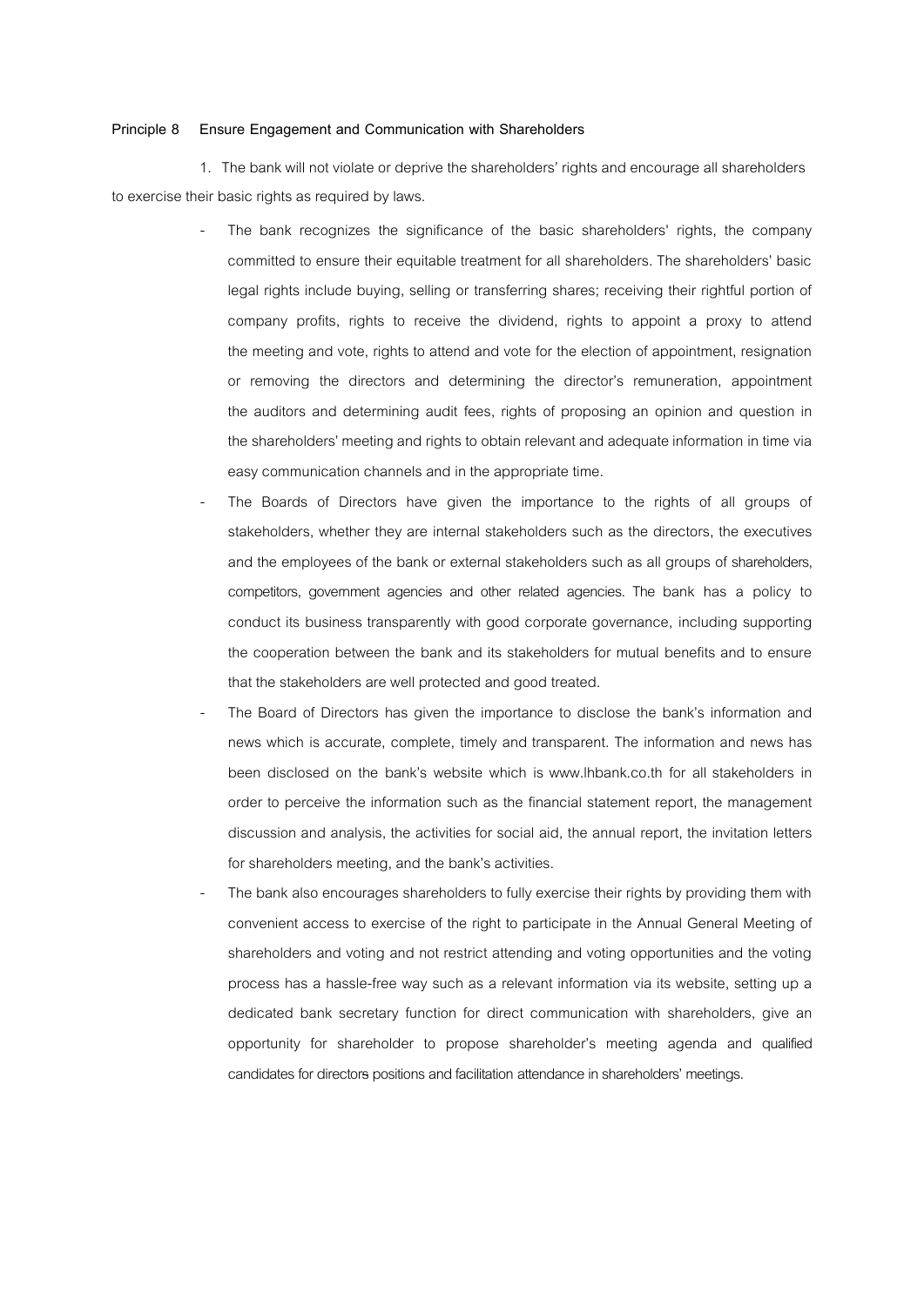**Principle 8 Ensure Engagement and Communication with Shareholders**

1. The bank will not violate or deprive the shareholders' rights and encourage all shareholders to exercise their basic rights as required by laws.

- The bank recognizes the significance of the basic shareholders' rights, the company committed to ensure their equitable treatment for all shareholders. The shareholders' basic legal rights include buying, selling or transferring shares; receiving their rightful portion of company profits, rights to receive the dividend, rights to appoint a proxy to attend the meeting and vote, rights to attend and vote for the election of appointment, resignation or removing the directors and determining the director's remuneration, appointment the auditors and determining audit fees, rights of proposing an opinion and question in the shareholders' meeting and rights to obtain relevant and adequate information in time via easy communication channels and in the appropriate time.
- The Boards of Directors have given the importance to the rights of all groups of stakeholders, whether they are internal stakeholders such as the directors, the executives and the employees of the bank or external stakeholders such as all groups of shareholders, competitors, government agencies and other related agencies. The bank has a policy to conduct its business transparently with good corporate governance, including supporting the cooperation between the bank and its stakeholders for mutual benefits and to ensure that the stakeholders are well protected and good treated.
- The Board of Directors has given the importance to disclose the bank's information and news which is accurate, complete, timely and transparent. The information and news has been disclosed on the bank's website which is www.lhbank.co.th for all stakeholders in order to perceive the information such as the financial statement report, the management discussion and analysis, the activities for social aid, the annual report, the invitation letters for shareholders meeting, and the bank's activities.
- The bank also encourages shareholders to fully exercise their rights by providing them with convenient access to exercise of the right to participate in the Annual General Meeting of shareholders and voting and not restrict attending and voting opportunities and the voting process has a hassle-free way such as a relevant information via its website, setting up a dedicated bank secretary function for direct communication with shareholders, give an opportunity for shareholder to propose shareholder's meeting agenda and qualified candidates for directors positions and facilitation attendance in shareholders' meetings.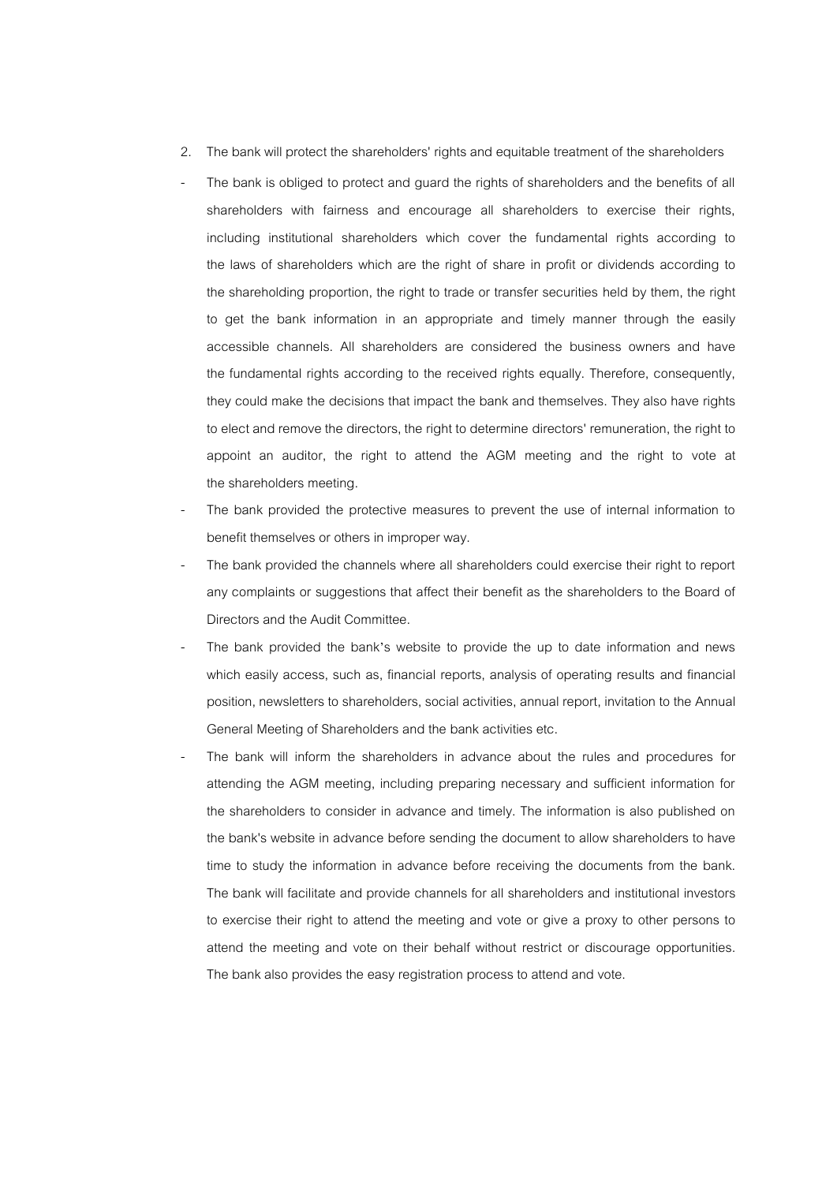2. The bank will protect the shareholders' rights and equitable treatment of the shareholders

- The bank is obliged to protect and guard the rights of shareholders and the benefits of all shareholders with fairness and encourage all shareholders to exercise their rights, including institutional shareholders which cover the fundamental rights according to the laws of shareholders which are the right of share in profit or dividends according to the shareholding proportion, the right to trade or transfer securities held by them, the right to get the bank information in an appropriate and timely manner through the easily accessible channels. All shareholders are considered the business owners and have the fundamental rights according to the received rights equally. Therefore, consequently, they could make the decisions that impact the bank and themselves. They also have rights to elect and remove the directors, the right to determine directors' remuneration, the right to appoint an auditor, the right to attend the AGM meeting and the right to vote at the shareholders meeting.
- The bank provided the protective measures to prevent the use of internal information to benefit themselves or others in improper way.
- The bank provided the channels where all shareholders could exercise their right to report any complaints or suggestions that affect their benefit as the shareholders to the Board of Directors and the Audit Committee.
- The bank provided the bank's website to provide the up to date information and news which easily access, such as, financial reports, analysis of operating results and financial position, newsletters to shareholders, social activities, annual report, invitation to the Annual General Meeting of Shareholders and the bank activities etc.
- The bank will inform the shareholders in advance about the rules and procedures for attending the AGM meeting, including preparing necessary and sufficient information for the shareholders to consider in advance and timely. The information is also published on the bank's website in advance before sending the document to allow shareholders to have time to study the information in advance before receiving the documents from the bank. The bank will facilitate and provide channels for all shareholders and institutional investors to exercise their right to attend the meeting and vote or give a proxy to other persons to attend the meeting and vote on their behalf without restrict or discourage opportunities. The bank also provides the easy registration process to attend and vote.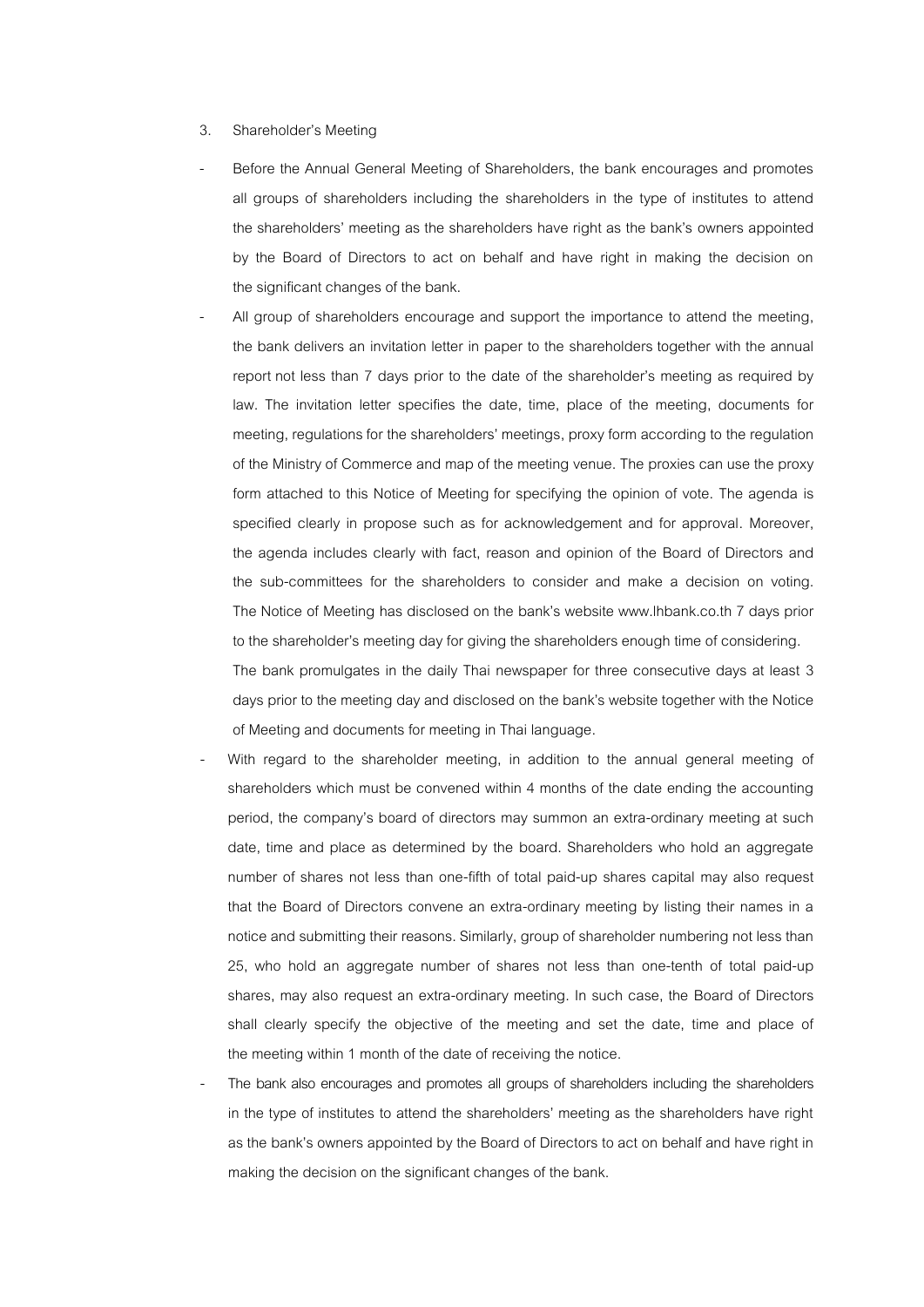3. Shareholder's Meeting

- Before the Annual General Meeting of Shareholders, the bank encourages and promotes all groups of shareholders including the shareholders in the type of institutes to attend the shareholders' meeting as the shareholders have right as the bank's owners appointed by the Board of Directors to act on behalf and have right in making the decision on the significant changes of the bank.
- All group of shareholders encourage and support the importance to attend the meeting, the bank delivers an invitation letter in paper to the shareholders together with the annual report not less than 7 days prior to the date of the shareholder's meeting as required by law. The invitation letter specifies the date, time, place of the meeting, documents for meeting, regulations for the shareholders' meetings, proxy form according to the regulation of the Ministry of Commerce and map of the meeting venue. The proxies can use the proxy form attached to this Notice of Meeting for specifying the opinion of vote. The agenda is specified clearly in propose such as for acknowledgement and for approval. Moreover, the agenda includes clearly with fact, reason and opinion of the Board of Directors and the sub-committees for the shareholders to consider and make a decision on voting. The Notice of Meeting has disclosed on the bank's website www.lhbank.co.th 7 days prior to the shareholder's meeting day for giving the shareholders enough time of considering.

  The bank promulgates in the daily Thai newspaper for three consecutive days at least 3 days prior to the meeting day and disclosed on the bank's website together with the Notice of Meeting and documents for meeting in Thai language.
- With regard to the shareholder meeting, in addition to the annual general meeting of shareholders which must be convened within 4 months of the date ending the accounting period, the company's board of directors may summon an extra-ordinary meeting at such date, time and place as determined by the board. Shareholders who hold an aggregate number of shares not less than one-fifth of total paid-up shares capital may also request that the Board of Directors convene an extra-ordinary meeting by listing their names in a notice and submitting their reasons. Similarly, group of shareholder numbering not less than 25, who hold an aggregate number of shares not less than one-tenth of total paid-up shares, may also request an extra-ordinary meeting. In such case, the Board of Directors shall clearly specify the objective of the meeting and set the date, time and place of the meeting within 1 month of the date of receiving the notice.
- The bank also encourages and promotes all groups of shareholders including the shareholders in the type of institutes to attend the shareholders' meeting as the shareholders have right as the bank's owners appointed by the Board of Directors to act on behalf and have right in making the decision on the significant changes of the bank.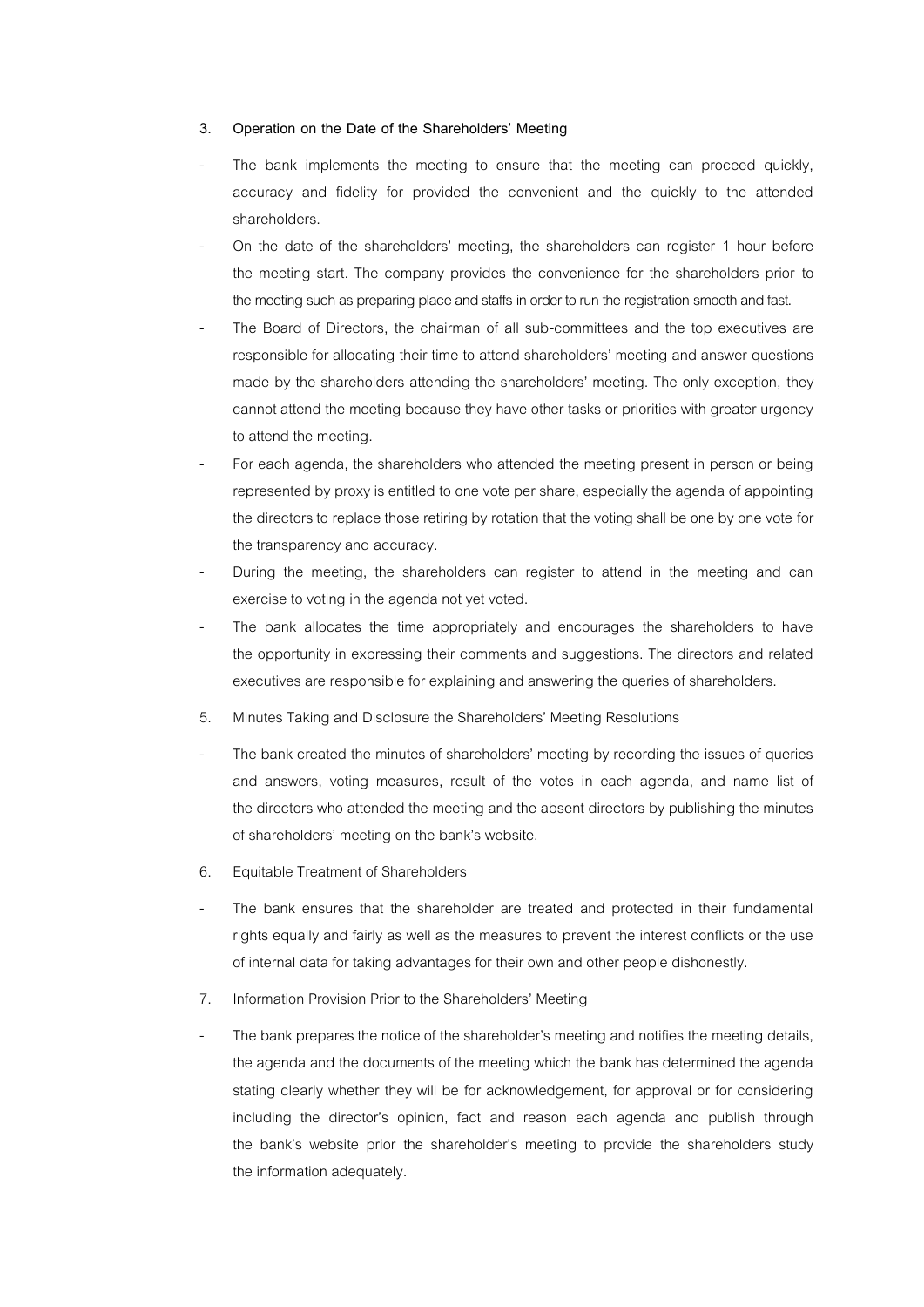3. **Operation on the Date of the Shareholders' Meeting**

- The bank implements the meeting to ensure that the meeting can proceed quickly, accuracy and fidelity for provided the convenient and the quickly to the attended shareholders.
- On the date of the shareholders' meeting, the shareholders can register 1 hour before the meeting start. The company provides the convenience for the shareholders prior to the meeting such as preparing place and staffs in order to run the registration smooth and fast.
- The Board of Directors, the chairman of all sub-committees and the top executives are responsible for allocating their time to attend shareholders' meeting and answer questions made by the shareholders attending the shareholders' meeting. The only exception, they cannot attend the meeting because they have other tasks or priorities with greater urgency to attend the meeting.
- For each agenda, the shareholders who attended the meeting present in person or being represented by proxy is entitled to one vote per share, especially the agenda of appointing the directors to replace those retiring by rotation that the voting shall be one by one vote for the transparency and accuracy.
- During the meeting, the shareholders can register to attend in the meeting and can exercise to voting in the agenda not yet voted.
- The bank allocates the time appropriately and encourages the shareholders to have the opportunity in expressing their comments and suggestions. The directors and related executives are responsible for explaining and answering the queries of shareholders.

5. Minutes Taking and Disclosure the Shareholders' Meeting Resolutions

- The bank created the minutes of shareholders' meeting by recording the issues of queries and answers, voting measures, result of the votes in each agenda, and name list of the directors who attended the meeting and the absent directors by publishing the minutes of shareholders' meeting on the bank's website.

6. Equitable Treatment of Shareholders

- The bank ensures that the shareholder are treated and protected in their fundamental rights equally and fairly as well as the measures to prevent the interest conflicts or the use of internal data for taking advantages for their own and other people dishonestly.

7. Information Provision Prior to the Shareholders' Meeting

- The bank prepares the notice of the shareholder's meeting and notifies the meeting details, the agenda and the documents of the meeting which the bank has determined the agenda stating clearly whether they will be for acknowledgement, for approval or for considering including the director's opinion, fact and reason each agenda and publish through the bank's website prior the shareholder's meeting to provide the shareholders study the information adequately.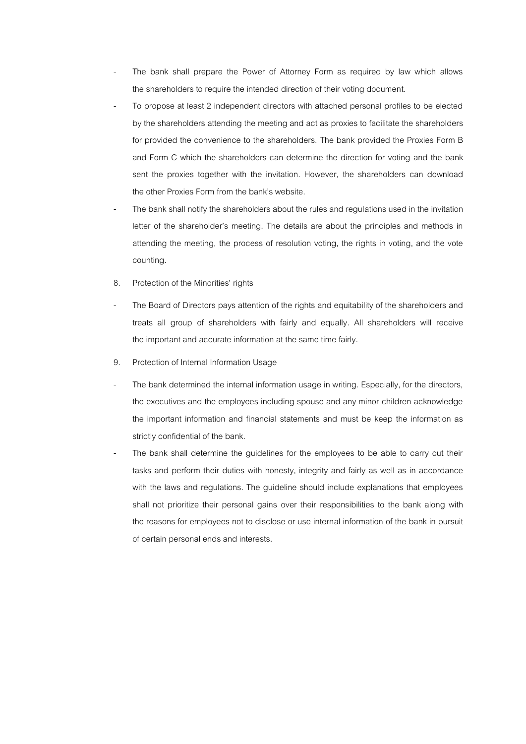- The bank shall prepare the Power of Attorney Form as required by law which allows the shareholders to require the intended direction of their voting document.
- To propose at least 2 independent directors with attached personal profiles to be elected by the shareholders attending the meeting and act as proxies to facilitate the shareholders for provided the convenience to the shareholders. The bank provided the Proxies Form B and Form C which the shareholders can determine the direction for voting and the bank sent the proxies together with the invitation. However, the shareholders can download the other Proxies Form from the bank's website.
- The bank shall notify the shareholders about the rules and regulations used in the invitation letter of the shareholder's meeting. The details are about the principles and methods in attending the meeting, the process of resolution voting, the rights in voting, and the vote counting.

8. Protection of the Minorities' rights

- The Board of Directors pays attention of the rights and equitability of the shareholders and treats all group of shareholders with fairly and equally. All shareholders will receive the important and accurate information at the same time fairly.

9. Protection of Internal Information Usage

- The bank determined the internal information usage in writing. Especially, for the directors, the executives and the employees including spouse and any minor children acknowledge the important information and financial statements and must be keep the information as strictly confidential of the bank.
- The bank shall determine the guidelines for the employees to be able to carry out their tasks and perform their duties with honesty, integrity and fairly as well as in accordance with the laws and regulations. The guideline should include explanations that employees shall not prioritize their personal gains over their responsibilities to the bank along with the reasons for employees not to disclose or use internal information of the bank in pursuit of certain personal ends and interests.